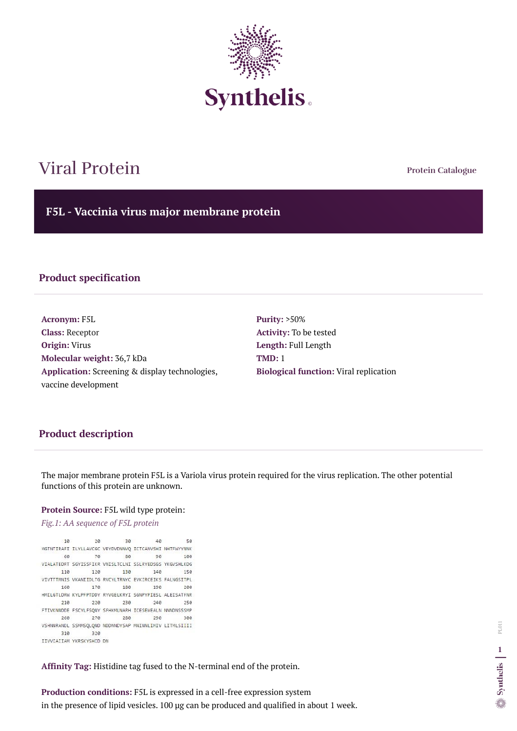Synthelis

# Viral Protein

Protein Catalogue

## F5L - Vaccinia virus major membrane protein

### Product specification

**Acronym:** F5L
**Class:** Receptor
**Origin:** Virus
**Molecular weight:** 36,7 kDa
**Application:** Screening & display technologies, vaccine development

**Purity:** >50%
**Activity:** To be tested
**Length:** Full Length
**TMD:** 1
**Biological function:** Viral replication

### Product description

The major membrane protein F5L is a Variola virus protein required for the virus replication. The other potential functions of this protein are unknown.

**Protein Source:** F5L wild type protein:

*Fig.1: AA sequence of F5L protein*

```
        10         20         30         40         50
MGTNTIRAFI ILYLLAVCGC VEYDVDNNVQ ICTCANVSHI NHTFWYYNNK
        60         70         80         90        100
VIALATEDRT SGYISSFIKR VNISLTCLNI SSLRYEDSGS YKGVSHLKDG
       110        120        130        140        150
VIVTTTMNIS VKANIIDLTG RVCYLTRNYC EVKIRCEIKS FALNGSITPL
       160        170        180        190        200
HMILGTLDRW KYLPFPTDDY RYVGELKRYI SGNPYPIESL ALEISATFNR
       210        220        230        240        250
FTIVKNNDDE FSCYLFSQNY SFHKMLNARH ICESEWEALN NNNDNSSSMP
       260        270        280        290        300
VSHNNRANDL SSMMSQLQND NDDNNDYSAP MNINNLIMIV LITMLSIIII
       310        320
IIVVIAIIAM YKRSKYSHID DN
```

**Affinity Tag:** Histidine tag fused to the N-terminal end of the protein.

**Production conditions:** F5L is expressed in a cell-free expression system in the presence of lipid vesicles. 100 µg can be produced and qualified in about 1 week.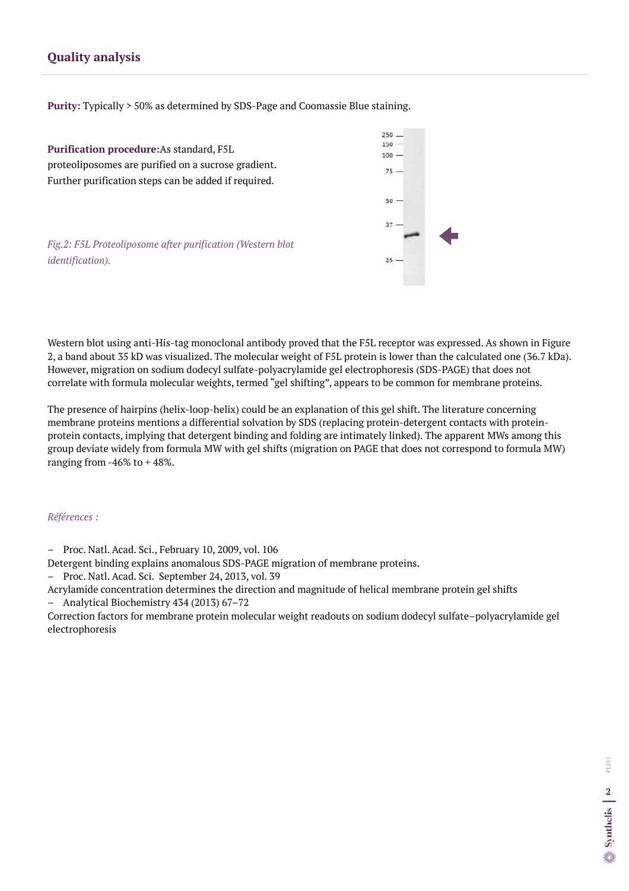## Quality analysis

**Purity:** Typically > 50% as determined by SDS-Page and Coomassie Blue staining.

**Purification procedure:** As standard, F5L proteoliposomes are purified on a sucrose gradient. Further purification steps can be added if required.

*Fig.2: F5L Proteoliposome after purification (Western blot identification).*

Western blot using anti-His-tag monoclonal antibody proved that the F5L receptor was expressed. As shown in Figure 2, a band about 35 kD was visualized. The molecular weight of F5L protein is lower than the calculated one (36.7 kDa). However, migration on sodium dodecyl sulfate-polyacrylamide gel electrophoresis (SDS-PAGE) that does not correlate with formula molecular weights, termed "gel shifting", appears to be common for membrane proteins.

The presence of hairpins (helix-loop-helix) could be an explanation of this gel shift. The literature concerning membrane proteins mentions a differential solvation by SDS (replacing protein-detergent contacts with protein-protein contacts, implying that detergent binding and folding are intimately linked). The apparent MWs among this group deviate widely from formula MW with gel shifts (migration on PAGE that does not correspond to formula MW) ranging from -46% to + 48%.

*Références :*

- Proc. Natl. Acad. Sci., February 10, 2009, vol. 106

Detergent binding explains anomalous SDS-PAGE migration of membrane proteins.

- Proc. Natl. Acad. Sci. September 24, 2013, vol. 39

Acrylamide concentration determines the direction and magnitude of helical membrane protein gel shifts

- Analytical Biochemistry 434 (2013) 67–72

Correction factors for membrane protein molecular weight readouts on sodium dodecyl sulfate–polyacrylamide gel electrophoresis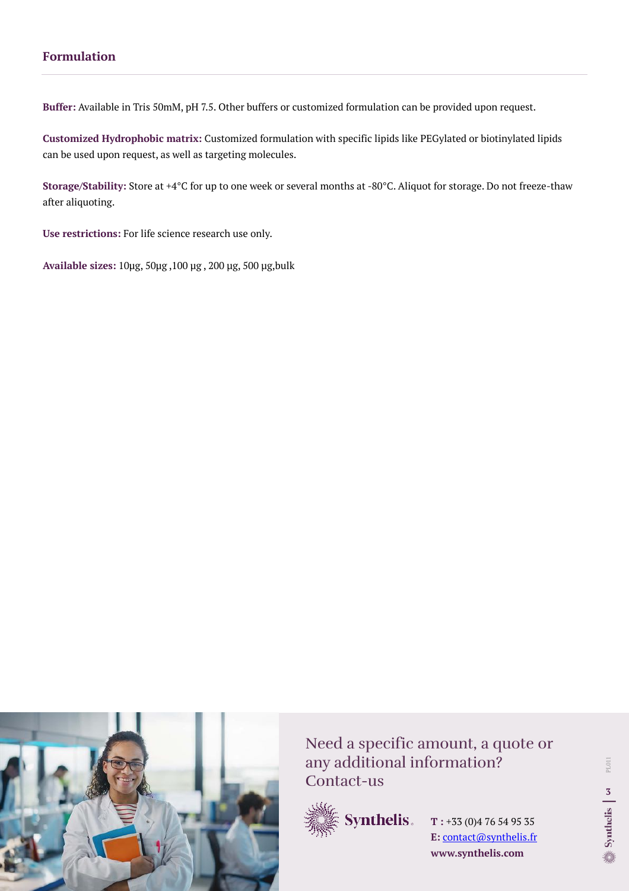## Formulation

**Buffer:** Available in Tris 50mM, pH 7.5. Other buffers or customized formulation can be provided upon request.

**Customized Hydrophobic matrix:** Customized formulation with specific lipids like PEGylated or biotinylated lipids can be used upon request, as well as targeting molecules.

**Storage/Stability:** Store at +4°C for up to one week or several months at -80°C. Aliquot for storage. Do not freeze-thaw after aliquoting.

**Use restrictions:** For life science research use only.

**Available sizes:** 10µg, 50µg ,100 µg , 200 µg, 500 µg,bulk

Need a specific amount, a quote or any additional information? Contact-us

Synthelis.

**T :** +33 (0)4 76 54 95 35
**E:** contact@synthelis.fr
**www.synthelis.com**